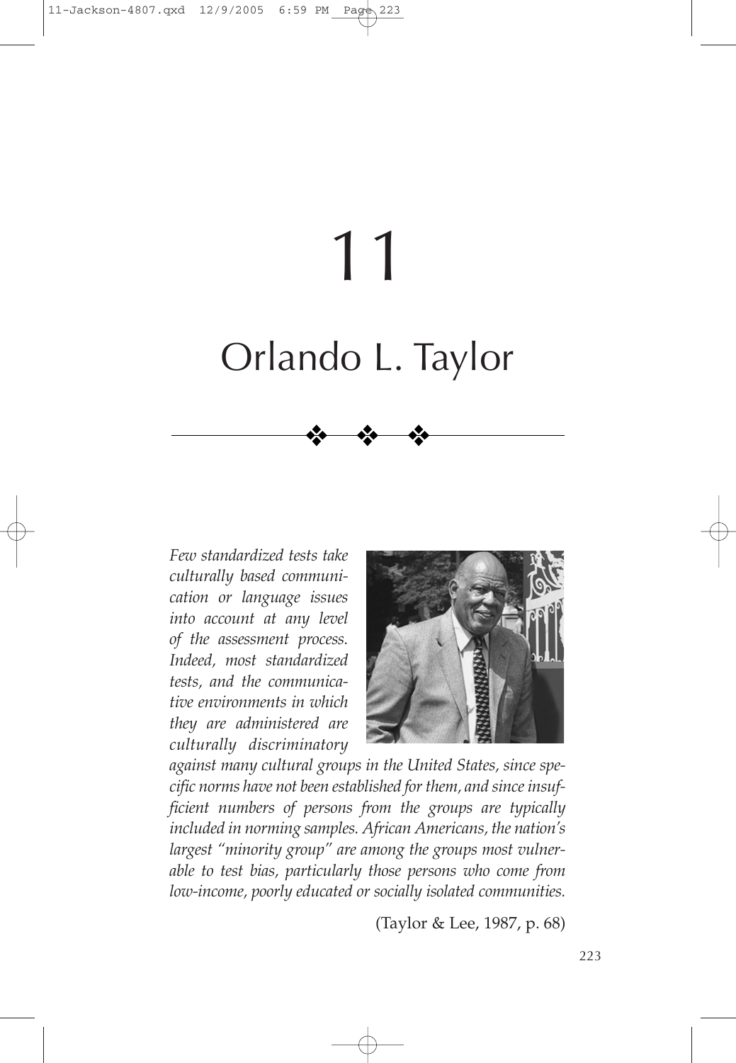# 11

# Orlando L. Taylor

❖ ❖ ❖

*Few standardized tests take culturally based communication or language issues into account at any level of the assessment process. Indeed, most standardized tests, and the communicative environments in which they are administered are culturally discriminatory against many cultural groups in the United States, since specific norms have not been established for them, and since insufficient numbers of persons from the groups are typically included in norming samples. African Americans, the nation's largest "minority group" are among the groups most vulnerable to test bias, particularly those persons who come from low-income, poorly educated or socially isolated communities.*

(Taylor & Lee, 1987, p. 68)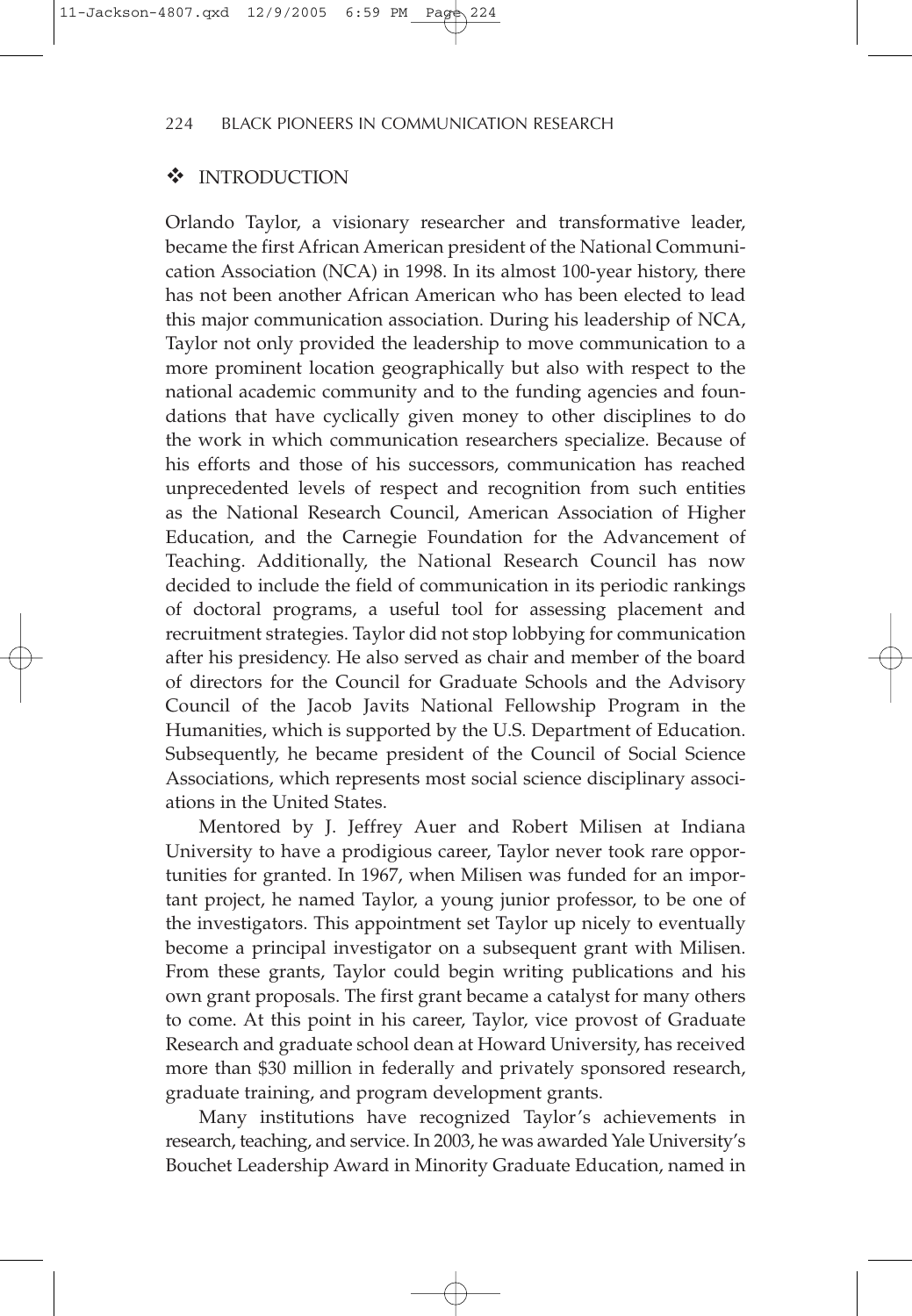## ❖ INTRODUCTION

Orlando Taylor, a visionary researcher and transformative leader, became the first African American president of the National Communication Association (NCA) in 1998. In its almost 100-year history, there has not been another African American who has been elected to lead this major communication association. During his leadership of NCA, Taylor not only provided the leadership to move communication to a more prominent location geographically but also with respect to the national academic community and to the funding agencies and foundations that have cyclically given money to other disciplines to do the work in which communication researchers specialize. Because of his efforts and those of his successors, communication has reached unprecedented levels of respect and recognition from such entities as the National Research Council, American Association of Higher Education, and the Carnegie Foundation for the Advancement of Teaching. Additionally, the National Research Council has now decided to include the field of communication in its periodic rankings of doctoral programs, a useful tool for assessing placement and recruitment strategies. Taylor did not stop lobbying for communication after his presidency. He also served as chair and member of the board of directors for the Council for Graduate Schools and the Advisory Council of the Jacob Javits National Fellowship Program in the Humanities, which is supported by the U.S. Department of Education. Subsequently, he became president of the Council of Social Science Associations, which represents most social science disciplinary associations in the United States.

Mentored by J. Jeffrey Auer and Robert Milisen at Indiana University to have a prodigious career, Taylor never took rare opportunities for granted. In 1967, when Milisen was funded for an important project, he named Taylor, a young junior professor, to be one of the investigators. This appointment set Taylor up nicely to eventually become a principal investigator on a subsequent grant with Milisen. From these grants, Taylor could begin writing publications and his own grant proposals. The first grant became a catalyst for many others to come. At this point in his career, Taylor, vice provost of Graduate Research and graduate school dean at Howard University, has received more than $30 million in federally and privately sponsored research, graduate training, and program development grants.

Many institutions have recognized Taylor's achievements in research, teaching, and service. In 2003, he was awarded Yale University's Bouchet Leadership Award in Minority Graduate Education, named in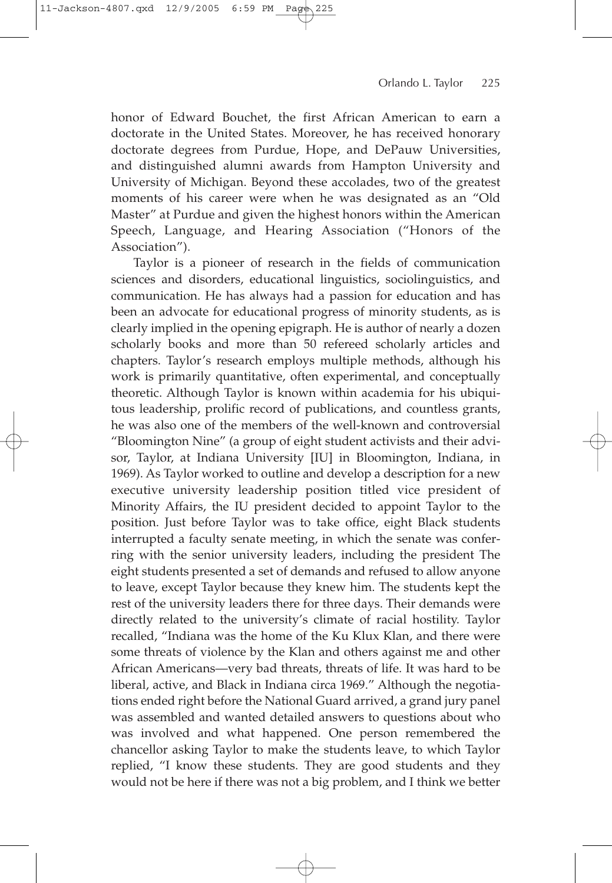honor of Edward Bouchet, the first African American to earn a doctorate in the United States. Moreover, he has received honorary doctorate degrees from Purdue, Hope, and DePauw Universities, and distinguished alumni awards from Hampton University and University of Michigan. Beyond these accolades, two of the greatest moments of his career were when he was designated as an "Old Master" at Purdue and given the highest honors within the American Speech, Language, and Hearing Association ("Honors of the Association").

Taylor is a pioneer of research in the fields of communication sciences and disorders, educational linguistics, sociolinguistics, and communication. He has always had a passion for education and has been an advocate for educational progress of minority students, as is clearly implied in the opening epigraph. He is author of nearly a dozen scholarly books and more than 50 refereed scholarly articles and chapters. Taylor's research employs multiple methods, although his work is primarily quantitative, often experimental, and conceptually theoretic. Although Taylor is known within academia for his ubiquitous leadership, prolific record of publications, and countless grants, he was also one of the members of the well-known and controversial "Bloomington Nine" (a group of eight student activists and their advisor, Taylor, at Indiana University [IU] in Bloomington, Indiana, in 1969). As Taylor worked to outline and develop a description for a new executive university leadership position titled vice president of Minority Affairs, the IU president decided to appoint Taylor to the position. Just before Taylor was to take office, eight Black students interrupted a faculty senate meeting, in which the senate was conferring with the senior university leaders, including the president The eight students presented a set of demands and refused to allow anyone to leave, except Taylor because they knew him. The students kept the rest of the university leaders there for three days. Their demands were directly related to the university's climate of racial hostility. Taylor recalled, "Indiana was the home of the Ku Klux Klan, and there were some threats of violence by the Klan and others against me and other African Americans—very bad threats, threats of life. It was hard to be liberal, active, and Black in Indiana circa 1969." Although the negotiations ended right before the National Guard arrived, a grand jury panel was assembled and wanted detailed answers to questions about who was involved and what happened. One person remembered the chancellor asking Taylor to make the students leave, to which Taylor replied, "I know these students. They are good students and they would not be here if there was not a big problem, and I think we better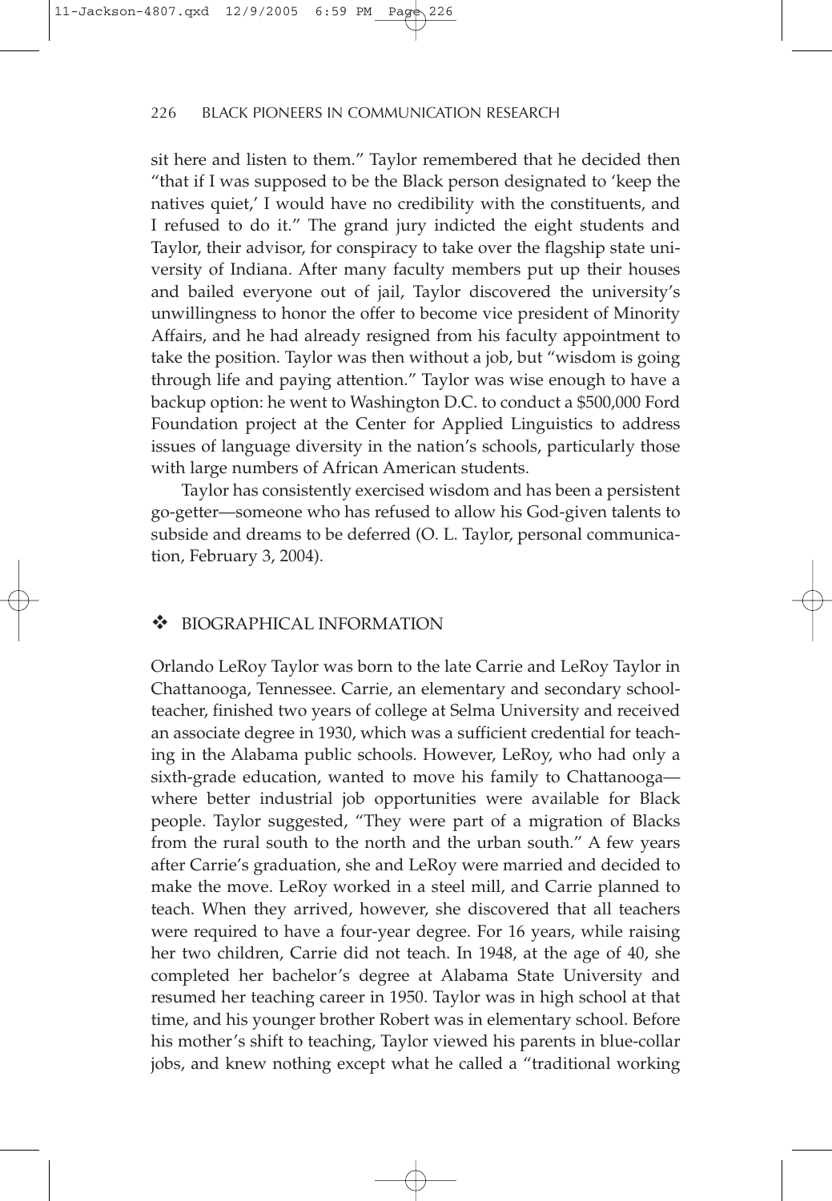sit here and listen to them." Taylor remembered that he decided then "that if I was supposed to be the Black person designated to 'keep the natives quiet,' I would have no credibility with the constituents, and I refused to do it." The grand jury indicted the eight students and Taylor, their advisor, for conspiracy to take over the flagship state university of Indiana. After many faculty members put up their houses and bailed everyone out of jail, Taylor discovered the university's unwillingness to honor the offer to become vice president of Minority Affairs, and he had already resigned from his faculty appointment to take the position. Taylor was then without a job, but "wisdom is going through life and paying attention." Taylor was wise enough to have a backup option: he went to Washington D.C. to conduct a $500,000 Ford Foundation project at the Center for Applied Linguistics to address issues of language diversity in the nation's schools, particularly those with large numbers of African American students.

Taylor has consistently exercised wisdom and has been a persistent go-getter—someone who has refused to allow his God-given talents to subside and dreams to be deferred (O. L. Taylor, personal communication, February 3, 2004).

## ❖ BIOGRAPHICAL INFORMATION

Orlando LeRoy Taylor was born to the late Carrie and LeRoy Taylor in Chattanooga, Tennessee. Carrie, an elementary and secondary schoolteacher, finished two years of college at Selma University and received an associate degree in 1930, which was a sufficient credential for teaching in the Alabama public schools. However, LeRoy, who had only a sixth-grade education, wanted to move his family to Chattanooga—where better industrial job opportunities were available for Black people. Taylor suggested, "They were part of a migration of Blacks from the rural south to the north and the urban south." A few years after Carrie's graduation, she and LeRoy were married and decided to make the move. LeRoy worked in a steel mill, and Carrie planned to teach. When they arrived, however, she discovered that all teachers were required to have a four-year degree. For 16 years, while raising her two children, Carrie did not teach. In 1948, at the age of 40, she completed her bachelor's degree at Alabama State University and resumed her teaching career in 1950. Taylor was in high school at that time, and his younger brother Robert was in elementary school. Before his mother's shift to teaching, Taylor viewed his parents in blue-collar jobs, and knew nothing except what he called a "traditional working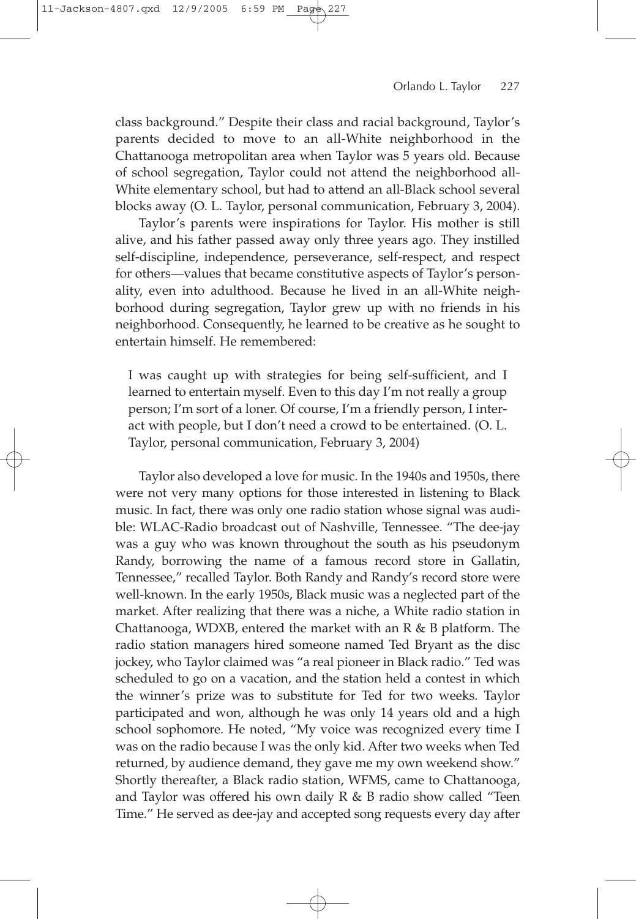class background." Despite their class and racial background, Taylor's parents decided to move to an all-White neighborhood in the Chattanooga metropolitan area when Taylor was 5 years old. Because of school segregation, Taylor could not attend the neighborhood all-White elementary school, but had to attend an all-Black school several blocks away (O. L. Taylor, personal communication, February 3, 2004).

Taylor's parents were inspirations for Taylor. His mother is still alive, and his father passed away only three years ago. They instilled self-discipline, independence, perseverance, self-respect, and respect for others—values that became constitutive aspects of Taylor's personality, even into adulthood. Because he lived in an all-White neighborhood during segregation, Taylor grew up with no friends in his neighborhood. Consequently, he learned to be creative as he sought to entertain himself. He remembered:

> I was caught up with strategies for being self-sufficient, and I learned to entertain myself. Even to this day I'm not really a group person; I'm sort of a loner. Of course, I'm a friendly person, I interact with people, but I don't need a crowd to be entertained. (O. L. Taylor, personal communication, February 3, 2004)

Taylor also developed a love for music. In the 1940s and 1950s, there were not very many options for those interested in listening to Black music. In fact, there was only one radio station whose signal was audible: WLAC-Radio broadcast out of Nashville, Tennessee. "The dee-jay was a guy who was known throughout the south as his pseudonym Randy, borrowing the name of a famous record store in Gallatin, Tennessee," recalled Taylor. Both Randy and Randy's record store were well-known. In the early 1950s, Black music was a neglected part of the market. After realizing that there was a niche, a White radio station in Chattanooga, WDXB, entered the market with an R & B platform. The radio station managers hired someone named Ted Bryant as the disc jockey, who Taylor claimed was "a real pioneer in Black radio." Ted was scheduled to go on a vacation, and the station held a contest in which the winner's prize was to substitute for Ted for two weeks. Taylor participated and won, although he was only 14 years old and a high school sophomore. He noted, "My voice was recognized every time I was on the radio because I was the only kid. After two weeks when Ted returned, by audience demand, they gave me my own weekend show." Shortly thereafter, a Black radio station, WFMS, came to Chattanooga, and Taylor was offered his own daily R & B radio show called "Teen Time." He served as dee-jay and accepted song requests every day after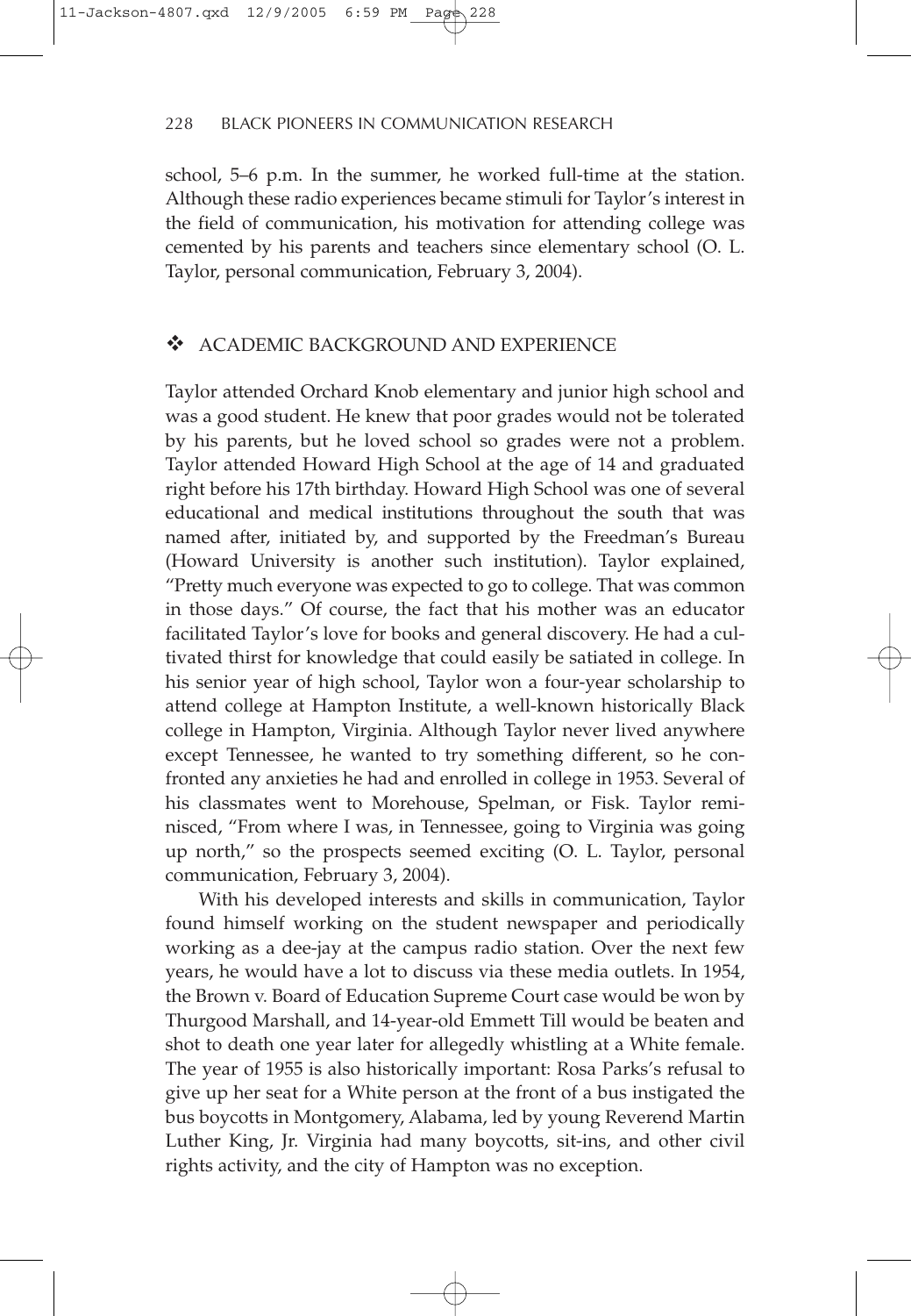school, 5–6 p.m. In the summer, he worked full-time at the station. Although these radio experiences became stimuli for Taylor's interest in the field of communication, his motivation for attending college was cemented by his parents and teachers since elementary school (O. L. Taylor, personal communication, February 3, 2004).

## ❖ ACADEMIC BACKGROUND AND EXPERIENCE

Taylor attended Orchard Knob elementary and junior high school and was a good student. He knew that poor grades would not be tolerated by his parents, but he loved school so grades were not a problem. Taylor attended Howard High School at the age of 14 and graduated right before his 17th birthday. Howard High School was one of several educational and medical institutions throughout the south that was named after, initiated by, and supported by the Freedman's Bureau (Howard University is another such institution). Taylor explained, "Pretty much everyone was expected to go to college. That was common in those days." Of course, the fact that his mother was an educator facilitated Taylor's love for books and general discovery. He had a cultivated thirst for knowledge that could easily be satiated in college. In his senior year of high school, Taylor won a four-year scholarship to attend college at Hampton Institute, a well-known historically Black college in Hampton, Virginia. Although Taylor never lived anywhere except Tennessee, he wanted to try something different, so he confronted any anxieties he had and enrolled in college in 1953. Several of his classmates went to Morehouse, Spelman, or Fisk. Taylor reminisced, "From where I was, in Tennessee, going to Virginia was going up north," so the prospects seemed exciting (O. L. Taylor, personal communication, February 3, 2004).

With his developed interests and skills in communication, Taylor found himself working on the student newspaper and periodically working as a dee-jay at the campus radio station. Over the next few years, he would have a lot to discuss via these media outlets. In 1954, the Brown v. Board of Education Supreme Court case would be won by Thurgood Marshall, and 14-year-old Emmett Till would be beaten and shot to death one year later for allegedly whistling at a White female. The year of 1955 is also historically important: Rosa Parks's refusal to give up her seat for a White person at the front of a bus instigated the bus boycotts in Montgomery, Alabama, led by young Reverend Martin Luther King, Jr. Virginia had many boycotts, sit-ins, and other civil rights activity, and the city of Hampton was no exception.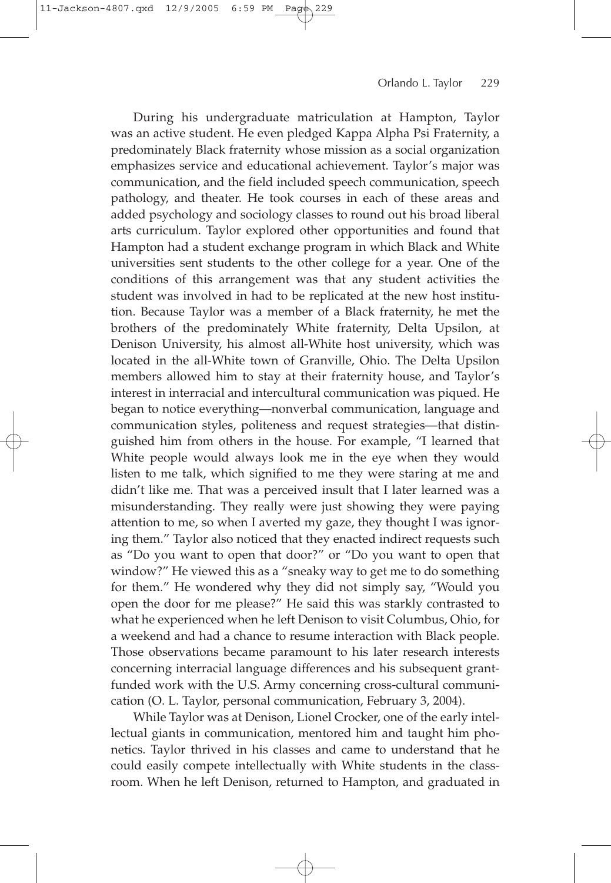During his undergraduate matriculation at Hampton, Taylor was an active student. He even pledged Kappa Alpha Psi Fraternity, a predominately Black fraternity whose mission as a social organization emphasizes service and educational achievement. Taylor's major was communication, and the field included speech communication, speech pathology, and theater. He took courses in each of these areas and added psychology and sociology classes to round out his broad liberal arts curriculum. Taylor explored other opportunities and found that Hampton had a student exchange program in which Black and White universities sent students to the other college for a year. One of the conditions of this arrangement was that any student activities the student was involved in had to be replicated at the new host institution. Because Taylor was a member of a Black fraternity, he met the brothers of the predominately White fraternity, Delta Upsilon, at Denison University, his almost all-White host university, which was located in the all-White town of Granville, Ohio. The Delta Upsilon members allowed him to stay at their fraternity house, and Taylor's interest in interracial and intercultural communication was piqued. He began to notice everything—nonverbal communication, language and communication styles, politeness and request strategies—that distinguished him from others in the house. For example, "I learned that White people would always look me in the eye when they would listen to me talk, which signified to me they were staring at me and didn't like me. That was a perceived insult that I later learned was a misunderstanding. They really were just showing they were paying attention to me, so when I averted my gaze, they thought I was ignoring them." Taylor also noticed that they enacted indirect requests such as "Do you want to open that door?" or "Do you want to open that window?" He viewed this as a "sneaky way to get me to do something for them." He wondered why they did not simply say, "Would you open the door for me please?" He said this was starkly contrasted to what he experienced when he left Denison to visit Columbus, Ohio, for a weekend and had a chance to resume interaction with Black people. Those observations became paramount to his later research interests concerning interracial language differences and his subsequent grant-funded work with the U.S. Army concerning cross-cultural communication (O. L. Taylor, personal communication, February 3, 2004).

While Taylor was at Denison, Lionel Crocker, one of the early intellectual giants in communication, mentored him and taught him phonetics. Taylor thrived in his classes and came to understand that he could easily compete intellectually with White students in the classroom. When he left Denison, returned to Hampton, and graduated in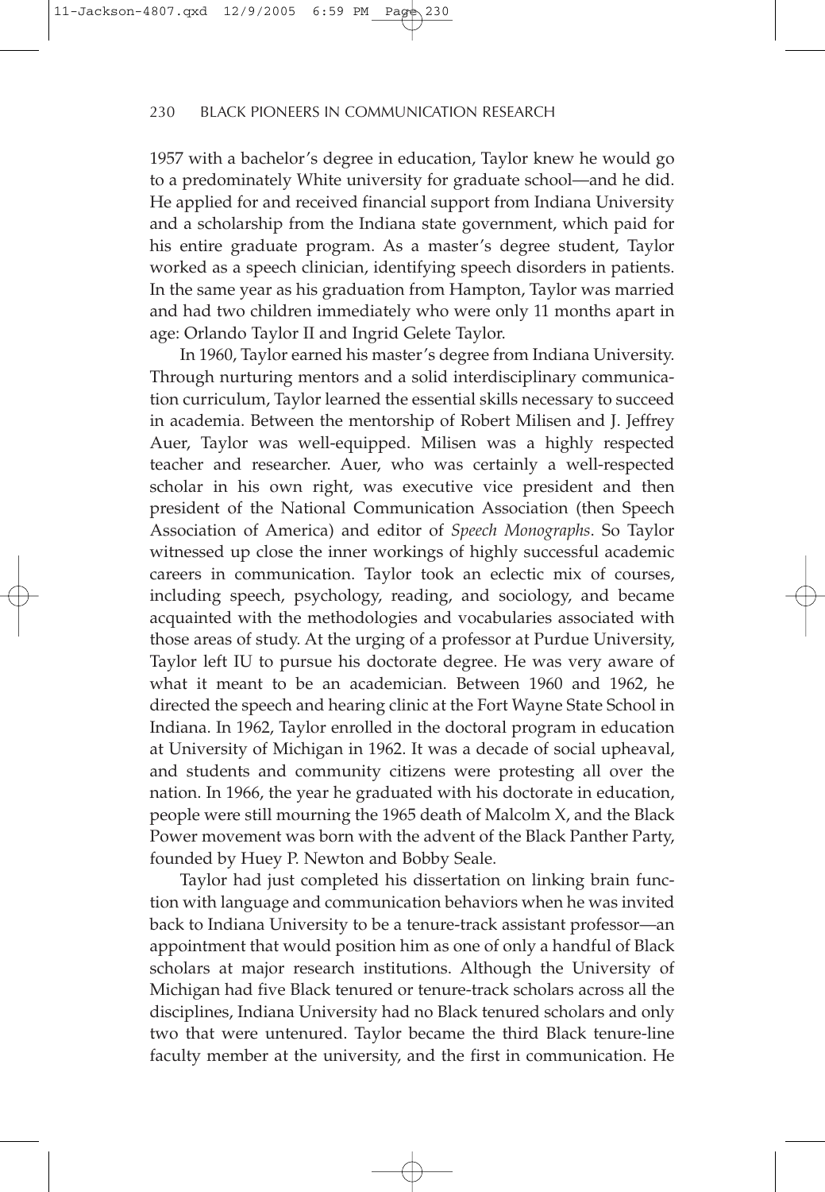1957 with a bachelor's degree in education, Taylor knew he would go to a predominately White university for graduate school—and he did. He applied for and received financial support from Indiana University and a scholarship from the Indiana state government, which paid for his entire graduate program. As a master's degree student, Taylor worked as a speech clinician, identifying speech disorders in patients. In the same year as his graduation from Hampton, Taylor was married and had two children immediately who were only 11 months apart in age: Orlando Taylor II and Ingrid Gelete Taylor.

In 1960, Taylor earned his master's degree from Indiana University. Through nurturing mentors and a solid interdisciplinary communication curriculum, Taylor learned the essential skills necessary to succeed in academia. Between the mentorship of Robert Milisen and J. Jeffrey Auer, Taylor was well-equipped. Milisen was a highly respected teacher and researcher. Auer, who was certainly a well-respected scholar in his own right, was executive vice president and then president of the National Communication Association (then Speech Association of America) and editor of *Speech Monographs*. So Taylor witnessed up close the inner workings of highly successful academic careers in communication. Taylor took an eclectic mix of courses, including speech, psychology, reading, and sociology, and became acquainted with the methodologies and vocabularies associated with those areas of study. At the urging of a professor at Purdue University, Taylor left IU to pursue his doctorate degree. He was very aware of what it meant to be an academician. Between 1960 and 1962, he directed the speech and hearing clinic at the Fort Wayne State School in Indiana. In 1962, Taylor enrolled in the doctoral program in education at University of Michigan in 1962. It was a decade of social upheaval, and students and community citizens were protesting all over the nation. In 1966, the year he graduated with his doctorate in education, people were still mourning the 1965 death of Malcolm X, and the Black Power movement was born with the advent of the Black Panther Party, founded by Huey P. Newton and Bobby Seale.

Taylor had just completed his dissertation on linking brain function with language and communication behaviors when he was invited back to Indiana University to be a tenure-track assistant professor—an appointment that would position him as one of only a handful of Black scholars at major research institutions. Although the University of Michigan had five Black tenured or tenure-track scholars across all the disciplines, Indiana University had no Black tenured scholars and only two that were untenured. Taylor became the third Black tenure-line faculty member at the university, and the first in communication. He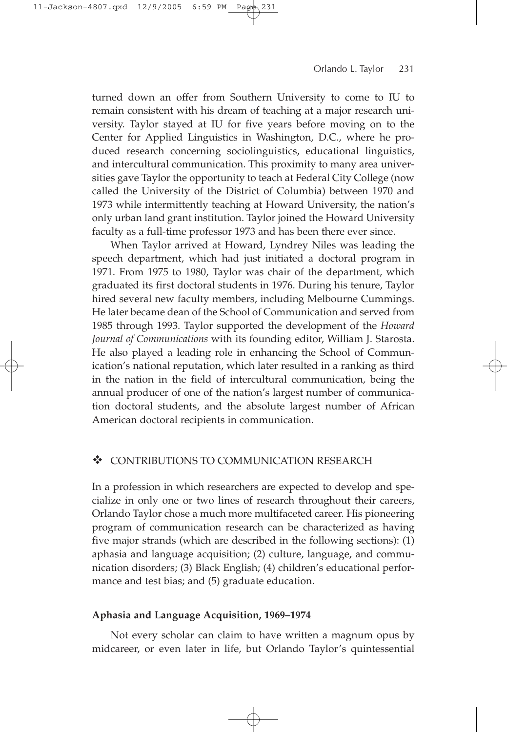turned down an offer from Southern University to come to IU to remain consistent with his dream of teaching at a major research university. Taylor stayed at IU for five years before moving on to the Center for Applied Linguistics in Washington, D.C., where he produced research concerning sociolinguistics, educational linguistics, and intercultural communication. This proximity to many area universities gave Taylor the opportunity to teach at Federal City College (now called the University of the District of Columbia) between 1970 and 1973 while intermittently teaching at Howard University, the nation's only urban land grant institution. Taylor joined the Howard University faculty as a full-time professor 1973 and has been there ever since.

When Taylor arrived at Howard, Lyndrey Niles was leading the speech department, which had just initiated a doctoral program in 1971. From 1975 to 1980, Taylor was chair of the department, which graduated its first doctoral students in 1976. During his tenure, Taylor hired several new faculty members, including Melbourne Cummings. He later became dean of the School of Communication and served from 1985 through 1993. Taylor supported the development of the *Howard Journal of Communications* with its founding editor, William J. Starosta. He also played a leading role in enhancing the School of Communication's national reputation, which later resulted in a ranking as third in the nation in the field of intercultural communication, being the annual producer of one of the nation's largest number of communication doctoral students, and the absolute largest number of African American doctoral recipients in communication.

## ❖ CONTRIBUTIONS TO COMMUNICATION RESEARCH

In a profession in which researchers are expected to develop and specialize in only one or two lines of research throughout their careers, Orlando Taylor chose a much more multifaceted career. His pioneering program of communication research can be characterized as having five major strands (which are described in the following sections): (1) aphasia and language acquisition; (2) culture, language, and communication disorders; (3) Black English; (4) children's educational performance and test bias; and (5) graduate education.

### Aphasia and Language Acquisition, 1969–1974

Not every scholar can claim to have written a magnum opus by midcareer, or even later in life, but Orlando Taylor's quintessential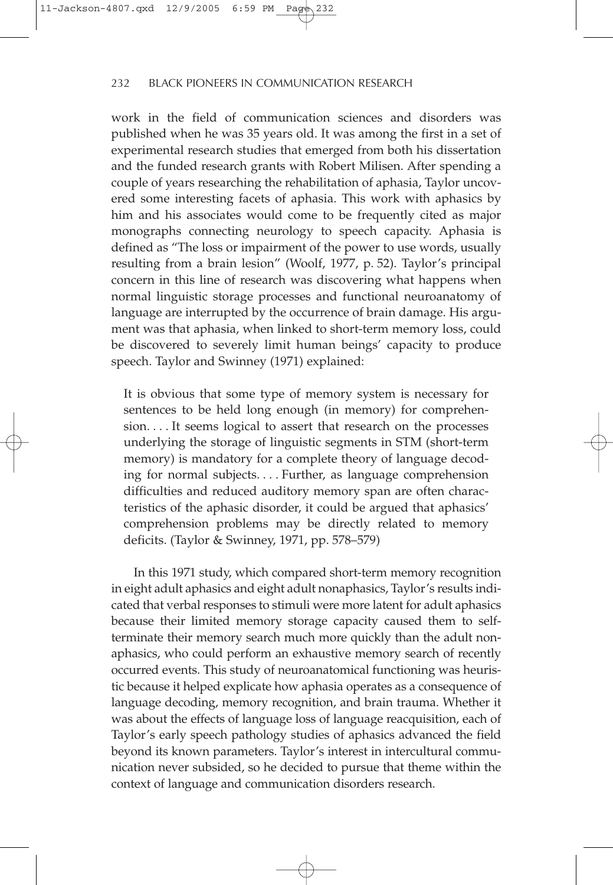work in the field of communication sciences and disorders was published when he was 35 years old. It was among the first in a set of experimental research studies that emerged from both his dissertation and the funded research grants with Robert Milisen. After spending a couple of years researching the rehabilitation of aphasia, Taylor uncovered some interesting facets of aphasia. This work with aphasics by him and his associates would come to be frequently cited as major monographs connecting neurology to speech capacity. Aphasia is defined as "The loss or impairment of the power to use words, usually resulting from a brain lesion" (Woolf, 1977, p. 52). Taylor's principal concern in this line of research was discovering what happens when normal linguistic storage processes and functional neuroanatomy of language are interrupted by the occurrence of brain damage. His argument was that aphasia, when linked to short-term memory loss, could be discovered to severely limit human beings' capacity to produce speech. Taylor and Swinney (1971) explained:

> It is obvious that some type of memory system is necessary for sentences to be held long enough (in memory) for comprehension. . . . It seems logical to assert that research on the processes underlying the storage of linguistic segments in STM (short-term memory) is mandatory for a complete theory of language decoding for normal subjects. . . . Further, as language comprehension difficulties and reduced auditory memory span are often characteristics of the aphasic disorder, it could be argued that aphasics' comprehension problems may be directly related to memory deficits. (Taylor & Swinney, 1971, pp. 578–579)

In this 1971 study, which compared short-term memory recognition in eight adult aphasics and eight adult nonaphasics, Taylor's results indicated that verbal responses to stimuli were more latent for adult aphasics because their limited memory storage capacity caused them to self-terminate their memory search much more quickly than the adult nonaphasics, who could perform an exhaustive memory search of recently occurred events. This study of neuroanatomical functioning was heuristic because it helped explicate how aphasia operates as a consequence of language decoding, memory recognition, and brain trauma. Whether it was about the effects of language loss of language reacquisition, each of Taylor's early speech pathology studies of aphasics advanced the field beyond its known parameters. Taylor's interest in intercultural communication never subsided, so he decided to pursue that theme within the context of language and communication disorders research.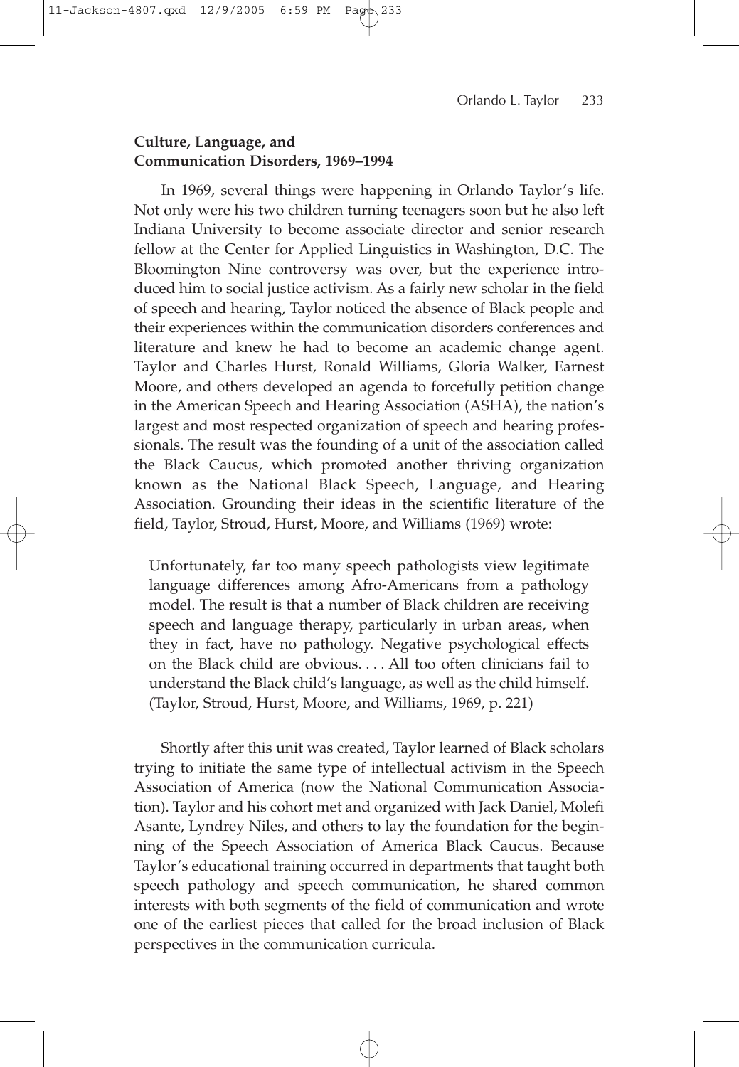### Culture, Language, and Communication Disorders, 1969–1994

In 1969, several things were happening in Orlando Taylor's life. Not only were his two children turning teenagers soon but he also left Indiana University to become associate director and senior research fellow at the Center for Applied Linguistics in Washington, D.C. The Bloomington Nine controversy was over, but the experience introduced him to social justice activism. As a fairly new scholar in the field of speech and hearing, Taylor noticed the absence of Black people and their experiences within the communication disorders conferences and literature and knew he had to become an academic change agent. Taylor and Charles Hurst, Ronald Williams, Gloria Walker, Earnest Moore, and others developed an agenda to forcefully petition change in the American Speech and Hearing Association (ASHA), the nation's largest and most respected organization of speech and hearing professionals. The result was the founding of a unit of the association called the Black Caucus, which promoted another thriving organization known as the National Black Speech, Language, and Hearing Association. Grounding their ideas in the scientific literature of the field, Taylor, Stroud, Hurst, Moore, and Williams (1969) wrote:

> Unfortunately, far too many speech pathologists view legitimate language differences among Afro-Americans from a pathology model. The result is that a number of Black children are receiving speech and language therapy, particularly in urban areas, when they in fact, have no pathology. Negative psychological effects on the Black child are obvious. . . . All too often clinicians fail to understand the Black child's language, as well as the child himself. (Taylor, Stroud, Hurst, Moore, and Williams, 1969, p. 221)

Shortly after this unit was created, Taylor learned of Black scholars trying to initiate the same type of intellectual activism in the Speech Association of America (now the National Communication Association). Taylor and his cohort met and organized with Jack Daniel, Molefi Asante, Lyndrey Niles, and others to lay the foundation for the beginning of the Speech Association of America Black Caucus. Because Taylor's educational training occurred in departments that taught both speech pathology and speech communication, he shared common interests with both segments of the field of communication and wrote one of the earliest pieces that called for the broad inclusion of Black perspectives in the communication curricula.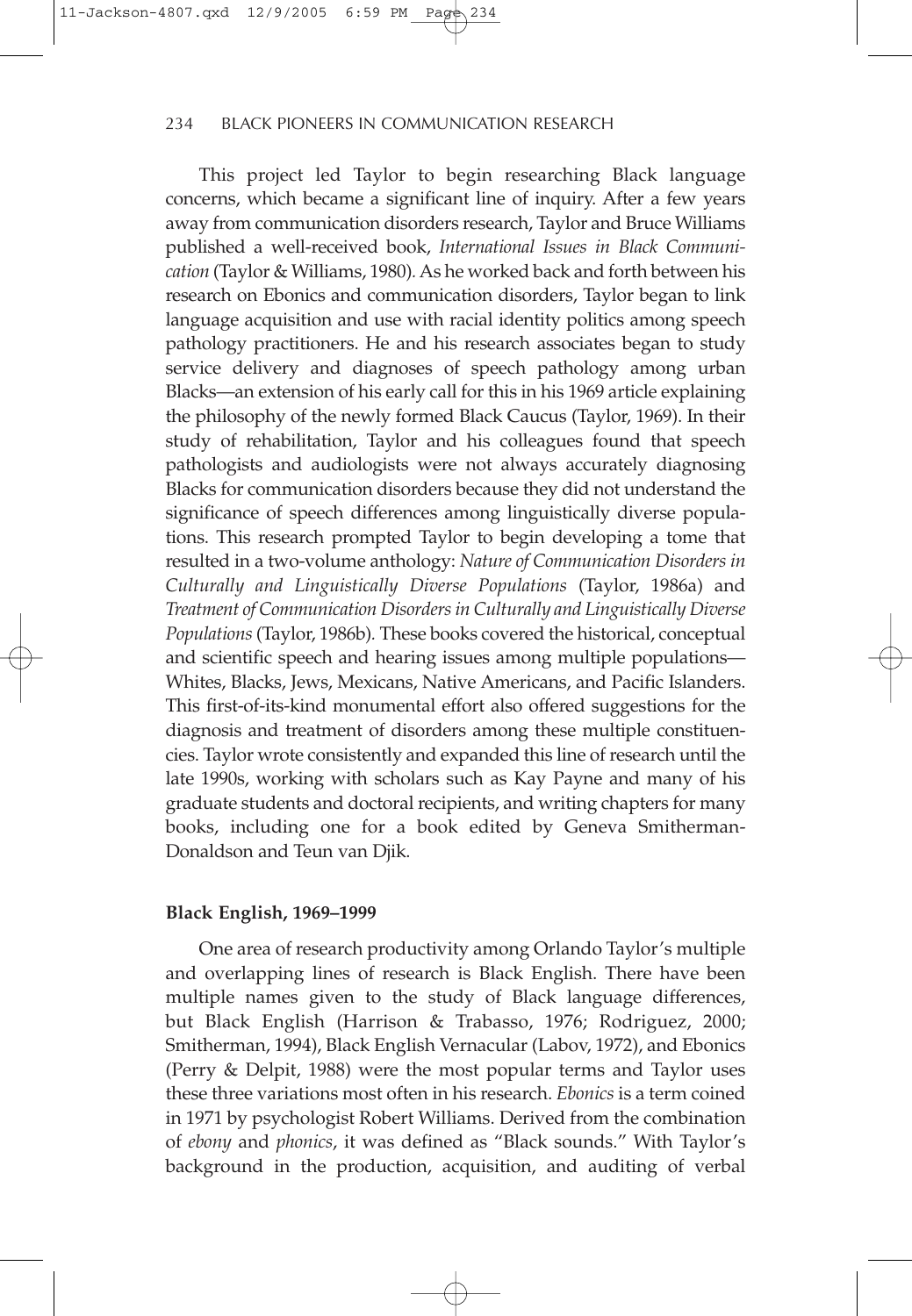This project led Taylor to begin researching Black language concerns, which became a significant line of inquiry. After a few years away from communication disorders research, Taylor and Bruce Williams published a well-received book, *International Issues in Black Communication* (Taylor & Williams, 1980). As he worked back and forth between his research on Ebonics and communication disorders, Taylor began to link language acquisition and use with racial identity politics among speech pathology practitioners. He and his research associates began to study service delivery and diagnoses of speech pathology among urban Blacks—an extension of his early call for this in his 1969 article explaining the philosophy of the newly formed Black Caucus (Taylor, 1969). In their study of rehabilitation, Taylor and his colleagues found that speech pathologists and audiologists were not always accurately diagnosing Blacks for communication disorders because they did not understand the significance of speech differences among linguistically diverse populations. This research prompted Taylor to begin developing a tome that resulted in a two-volume anthology: *Nature of Communication Disorders in Culturally and Linguistically Diverse Populations* (Taylor, 1986a) and *Treatment of Communication Disorders in Culturally and Linguistically Diverse Populations* (Taylor, 1986b). These books covered the historical, conceptual and scientific speech and hearing issues among multiple populations—Whites, Blacks, Jews, Mexicans, Native Americans, and Pacific Islanders. This first-of-its-kind monumental effort also offered suggestions for the diagnosis and treatment of disorders among these multiple constituencies. Taylor wrote consistently and expanded this line of research until the late 1990s, working with scholars such as Kay Payne and many of his graduate students and doctoral recipients, and writing chapters for many books, including one for a book edited by Geneva Smitherman-Donaldson and Teun van Djik.

**Black English, 1969–1999**

One area of research productivity among Orlando Taylor's multiple and overlapping lines of research is Black English. There have been multiple names given to the study of Black language differences, but Black English (Harrison & Trabasso, 1976; Rodriguez, 2000; Smitherman, 1994), Black English Vernacular (Labov, 1972), and Ebonics (Perry & Delpit, 1988) were the most popular terms and Taylor uses these three variations most often in his research. *Ebonics* is a term coined in 1971 by psychologist Robert Williams. Derived from the combination of *ebony* and *phonics*, it was defined as "Black sounds." With Taylor's background in the production, acquisition, and auditing of verbal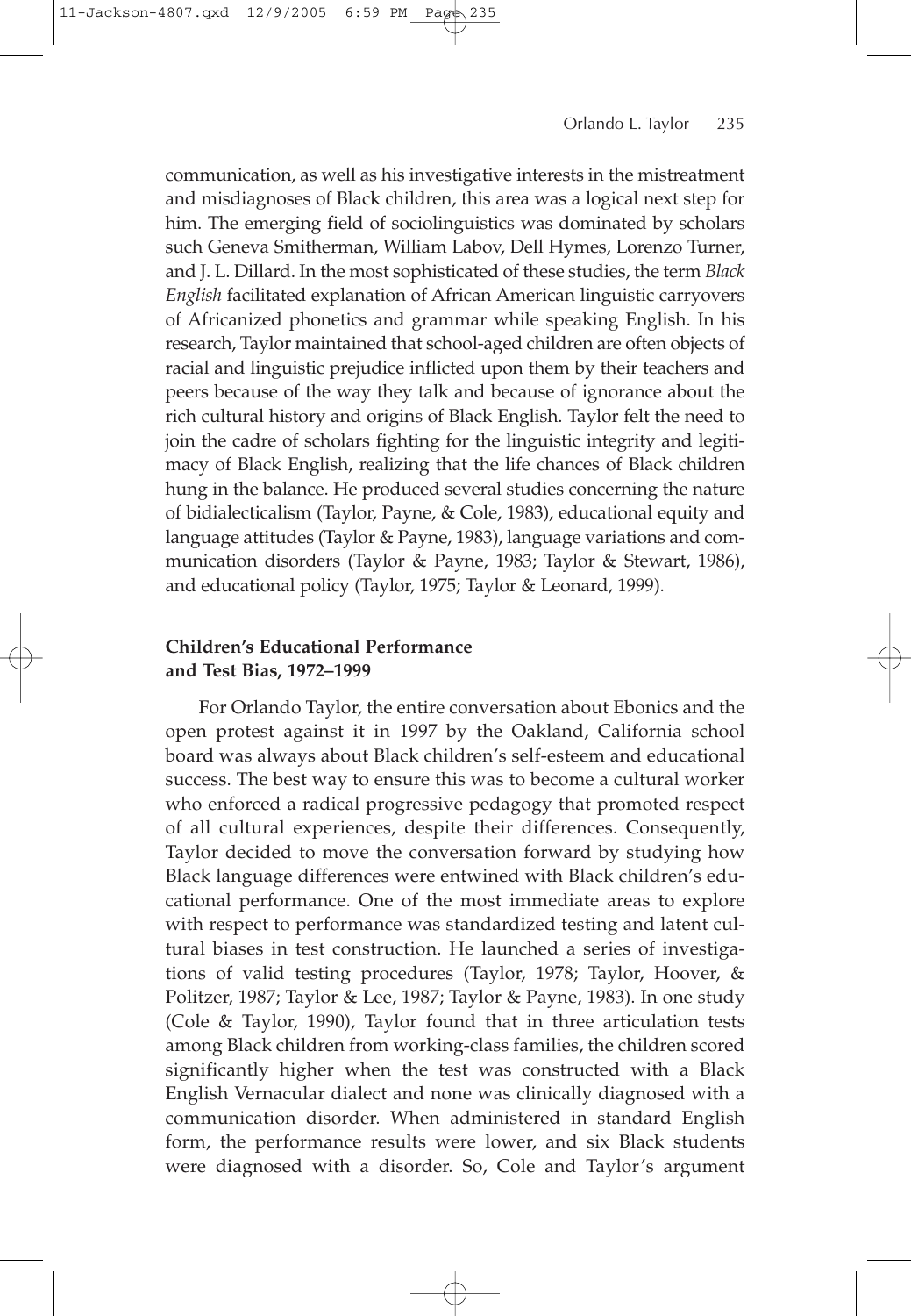communication, as well as his investigative interests in the mistreatment and misdiagnoses of Black children, this area was a logical next step for him. The emerging field of sociolinguistics was dominated by scholars such Geneva Smitherman, William Labov, Dell Hymes, Lorenzo Turner, and J. L. Dillard. In the most sophisticated of these studies, the term *Black English* facilitated explanation of African American linguistic carryovers of Africanized phonetics and grammar while speaking English. In his research, Taylor maintained that school-aged children are often objects of racial and linguistic prejudice inflicted upon them by their teachers and peers because of the way they talk and because of ignorance about the rich cultural history and origins of Black English. Taylor felt the need to join the cadre of scholars fighting for the linguistic integrity and legitimacy of Black English, realizing that the life chances of Black children hung in the balance. He produced several studies concerning the nature of bidialecticalism (Taylor, Payne, & Cole, 1983), educational equity and language attitudes (Taylor & Payne, 1983), language variations and communication disorders (Taylor & Payne, 1983; Taylor & Stewart, 1986), and educational policy (Taylor, 1975; Taylor & Leonard, 1999).

### Children's Educational Performance and Test Bias, 1972–1999

For Orlando Taylor, the entire conversation about Ebonics and the open protest against it in 1997 by the Oakland, California school board was always about Black children's self-esteem and educational success. The best way to ensure this was to become a cultural worker who enforced a radical progressive pedagogy that promoted respect of all cultural experiences, despite their differences. Consequently, Taylor decided to move the conversation forward by studying how Black language differences were entwined with Black children's educational performance. One of the most immediate areas to explore with respect to performance was standardized testing and latent cultural biases in test construction. He launched a series of investigations of valid testing procedures (Taylor, 1978; Taylor, Hoover, & Politzer, 1987; Taylor & Lee, 1987; Taylor & Payne, 1983). In one study (Cole & Taylor, 1990), Taylor found that in three articulation tests among Black children from working-class families, the children scored significantly higher when the test was constructed with a Black English Vernacular dialect and none was clinically diagnosed with a communication disorder. When administered in standard English form, the performance results were lower, and six Black students were diagnosed with a disorder. So, Cole and Taylor's argument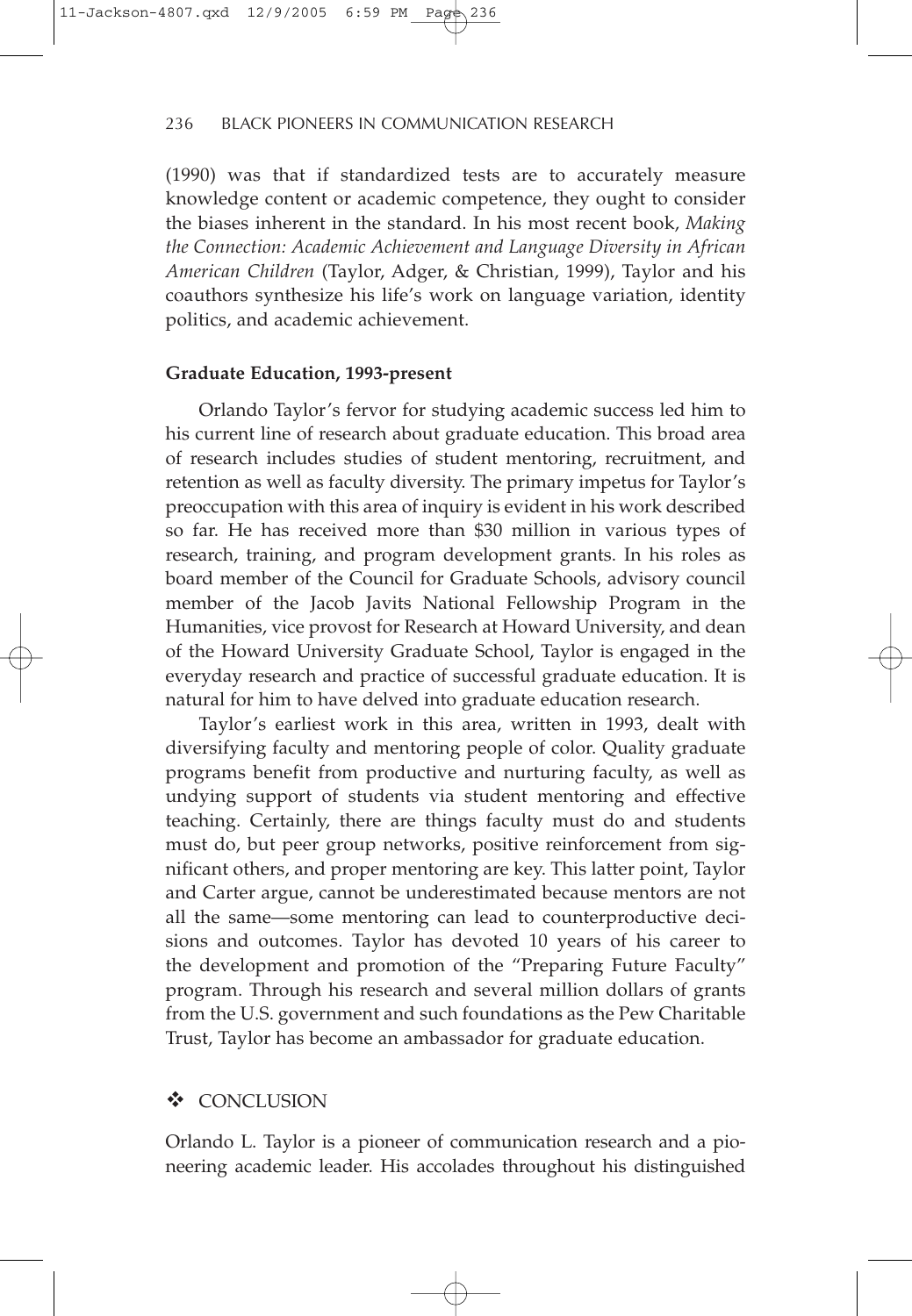(1990) was that if standardized tests are to accurately measure knowledge content or academic competence, they ought to consider the biases inherent in the standard. In his most recent book, *Making the Connection: Academic Achievement and Language Diversity in African American Children* (Taylor, Adger, & Christian, 1999), Taylor and his coauthors synthesize his life's work on language variation, identity politics, and academic achievement.

**Graduate Education, 1993-present**

Orlando Taylor's fervor for studying academic success led him to his current line of research about graduate education. This broad area of research includes studies of student mentoring, recruitment, and retention as well as faculty diversity. The primary impetus for Taylor's preoccupation with this area of inquiry is evident in his work described so far. He has received more than $30 million in various types of research, training, and program development grants. In his roles as board member of the Council for Graduate Schools, advisory council member of the Jacob Javits National Fellowship Program in the Humanities, vice provost for Research at Howard University, and dean of the Howard University Graduate School, Taylor is engaged in the everyday research and practice of successful graduate education. It is natural for him to have delved into graduate education research.

Taylor's earliest work in this area, written in 1993, dealt with diversifying faculty and mentoring people of color. Quality graduate programs benefit from productive and nurturing faculty, as well as undying support of students via student mentoring and effective teaching. Certainly, there are things faculty must do and students must do, but peer group networks, positive reinforcement from significant others, and proper mentoring are key. This latter point, Taylor and Carter argue, cannot be underestimated because mentors are not all the same—some mentoring can lead to counterproductive decisions and outcomes. Taylor has devoted 10 years of his career to the development and promotion of the "Preparing Future Faculty" program. Through his research and several million dollars of grants from the U.S. government and such foundations as the Pew Charitable Trust, Taylor has become an ambassador for graduate education.

## ❖ CONCLUSION

Orlando L. Taylor is a pioneer of communication research and a pioneering academic leader. His accolades throughout his distinguished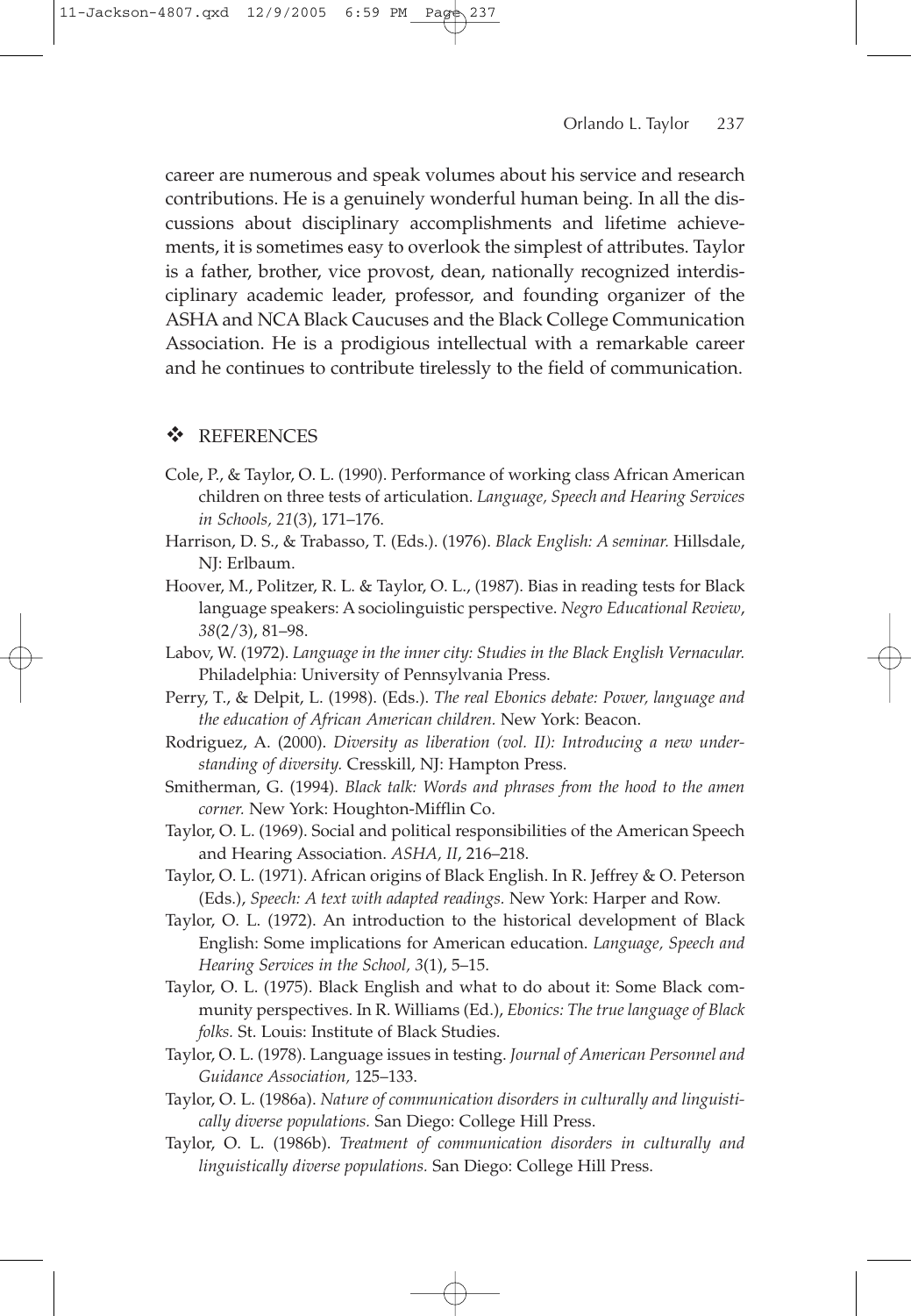career are numerous and speak volumes about his service and research contributions. He is a genuinely wonderful human being. In all the discussions about disciplinary accomplishments and lifetime achievements, it is sometimes easy to overlook the simplest of attributes. Taylor is a father, brother, vice provost, dean, nationally recognized interdisciplinary academic leader, professor, and founding organizer of the ASHA and NCA Black Caucuses and the Black College Communication Association. He is a prodigious intellectual with a remarkable career and he continues to contribute tirelessly to the field of communication.

## ❖ REFERENCES

Cole, P., & Taylor, O. L. (1990). Performance of working class African American children on three tests of articulation. *Language, Speech and Hearing Services in Schools, 21*(3), 171–176.

Harrison, D. S., & Trabasso, T. (Eds.). (1976). *Black English: A seminar.* Hillsdale, NJ: Erlbaum.

Hoover, M., Politzer, R. L. & Taylor, O. L., (1987). Bias in reading tests for Black language speakers: A sociolinguistic perspective. *Negro Educational Review*, *38*(2/3), 81–98.

Labov, W. (1972). *Language in the inner city: Studies in the Black English Vernacular.* Philadelphia: University of Pennsylvania Press.

Perry, T., & Delpit, L. (1998). (Eds.). *The real Ebonics debate: Power, language and the education of African American children.* New York: Beacon.

Rodriguez, A. (2000). *Diversity as liberation (vol. II): Introducing a new understanding of diversity.* Cresskill, NJ: Hampton Press.

Smitherman, G. (1994). *Black talk: Words and phrases from the hood to the amen corner.* New York: Houghton-Mifflin Co.

Taylor, O. L. (1969). Social and political responsibilities of the American Speech and Hearing Association. *ASHA, II*, 216–218.

Taylor, O. L. (1971). African origins of Black English. In R. Jeffrey & O. Peterson (Eds.), *Speech: A text with adapted readings.* New York: Harper and Row.

Taylor, O. L. (1972). An introduction to the historical development of Black English: Some implications for American education. *Language, Speech and Hearing Services in the School, 3*(1), 5–15.

Taylor, O. L. (1975). Black English and what to do about it: Some Black community perspectives. In R. Williams (Ed.), *Ebonics: The true language of Black folks.* St. Louis: Institute of Black Studies.

Taylor, O. L. (1978). Language issues in testing. *Journal of American Personnel and Guidance Association,* 125–133.

Taylor, O. L. (1986a). *Nature of communication disorders in culturally and linguistically diverse populations.* San Diego: College Hill Press.

Taylor, O. L. (1986b). *Treatment of communication disorders in culturally and linguistically diverse populations.* San Diego: College Hill Press.